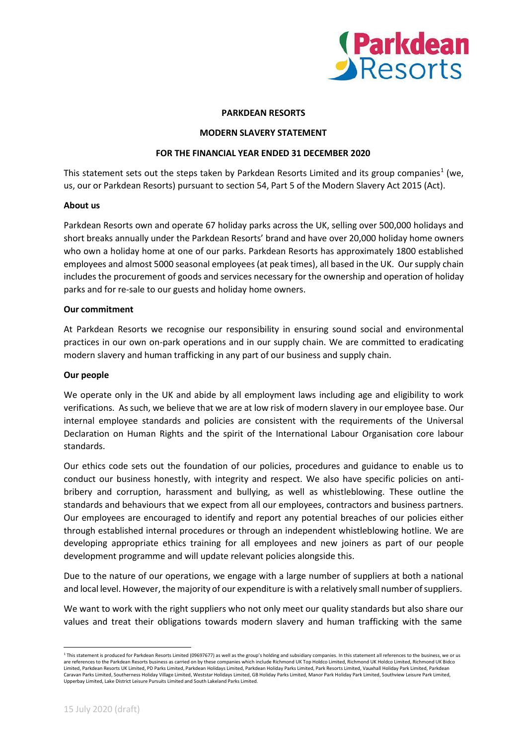**PARKDEAN RESORTS**

**MODERN SLAVERY STATEMENT**

**FOR THE FINANCIAL YEAR ENDED 31 DECEMBER 2020**

This statement sets out the steps taken by Parkdean Resorts Limited and its group companies[1] (we, us, our or Parkdean Resorts) pursuant to section 54, Part 5 of the Modern Slavery Act 2015 (Act).

**About us**

Parkdean Resorts own and operate 67 holiday parks across the UK, selling over 500,000 holidays and short breaks annually under the Parkdean Resorts' brand and have over 20,000 holiday home owners who own a holiday home at one of our parks. Parkdean Resorts has approximately 1800 established employees and almost 5000 seasonal employees (at peak times), all based in the UK. Our supply chain includes the procurement of goods and services necessary for the ownership and operation of holiday parks and for re-sale to our guests and holiday home owners.

**Our commitment**

At Parkdean Resorts we recognise our responsibility in ensuring sound social and environmental practices in our own on-park operations and in our supply chain. We are committed to eradicating modern slavery and human trafficking in any part of our business and supply chain.

**Our people**

We operate only in the UK and abide by all employment laws including age and eligibility to work verifications. As such, we believe that we are at low risk of modern slavery in our employee base. Our internal employee standards and policies are consistent with the requirements of the Universal Declaration on Human Rights and the spirit of the International Labour Organisation core labour standards.

Our ethics code sets out the foundation of our policies, procedures and guidance to enable us to conduct our business honestly, with integrity and respect. We also have specific policies on anti-bribery and corruption, harassment and bullying, as well as whistleblowing. These outline the standards and behaviours that we expect from all our employees, contractors and business partners. Our employees are encouraged to identify and report any potential breaches of our policies either through established internal procedures or through an independent whistleblowing hotline. We are developing appropriate ethics training for all employees and new joiners as part of our people development programme and will update relevant policies alongside this.

Due to the nature of our operations, we engage with a large number of suppliers at both a national and local level. However, the majority of our expenditure is with a relatively small number of suppliers.

We want to work with the right suppliers who not only meet our quality standards but also share our values and treat their obligations towards modern slavery and human trafficking with the same

[1] This statement is produced for Parkdean Resorts Limited (09697677) as well as the group's holding and subsidiary companies. In this statement all references to the business, we or us are references to the Parkdean Resorts business as carried on by these companies which include Richmond UK Top Holdco Limited, Richmond UK Holdco Limited, Richmond UK Bidco Limited, Parkdean Resorts UK Limited, PD Parks Limited, Parkdean Holidays Limited, Parkdean Holiday Parks Limited, Park Resorts Limited, Vauxhall Holiday Park Limited, Parkdean Caravan Parks Limited, Southerness Holiday Village Limited, Weststar Holidays Limited, GB Holiday Parks Limited, Manor Park Holiday Park Limited, Southview Leisure Park Limited, Upperbay Limited, Lake District Leisure Pursuits Limited and South Lakeland Parks Limited.

15 July 2020 (draft)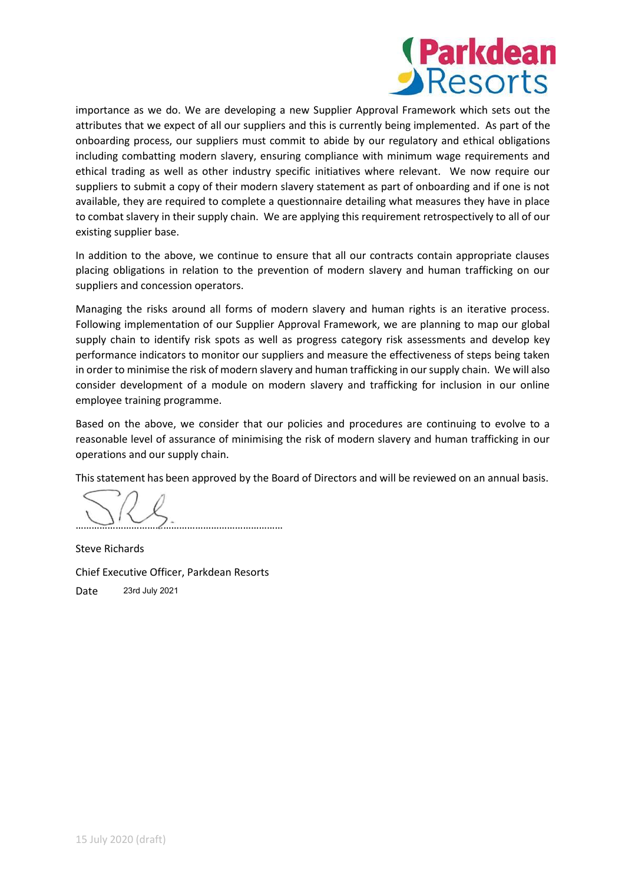importance as we do. We are developing a new Supplier Approval Framework which sets out the attributes that we expect of all our suppliers and this is currently being implemented. As part of the onboarding process, our suppliers must commit to abide by our regulatory and ethical obligations including combatting modern slavery, ensuring compliance with minimum wage requirements and ethical trading as well as other industry specific initiatives where relevant. We now require our suppliers to submit a copy of their modern slavery statement as part of onboarding and if one is not available, they are required to complete a questionnaire detailing what measures they have in place to combat slavery in their supply chain. We are applying this requirement retrospectively to all of our existing supplier base.

In addition to the above, we continue to ensure that all our contracts contain appropriate clauses placing obligations in relation to the prevention of modern slavery and human trafficking on our suppliers and concession operators.

Managing the risks around all forms of modern slavery and human rights is an iterative process. Following implementation of our Supplier Approval Framework, we are planning to map our global supply chain to identify risk spots as well as progress category risk assessments and develop key performance indicators to monitor our suppliers and measure the effectiveness of steps being taken in order to minimise the risk of modern slavery and human trafficking in our supply chain. We will also consider development of a module on modern slavery and trafficking for inclusion in our online employee training programme.

Based on the above, we consider that our policies and procedures are continuing to evolve to a reasonable level of assurance of minimising the risk of modern slavery and human trafficking in our operations and our supply chain.

This statement has been approved by the Board of Directors and will be reviewed on an annual basis.

……………………………………………………………………

Steve Richards

Chief Executive Officer, Parkdean Resorts

Date 23rd July 2021

15 July 2020 (draft)